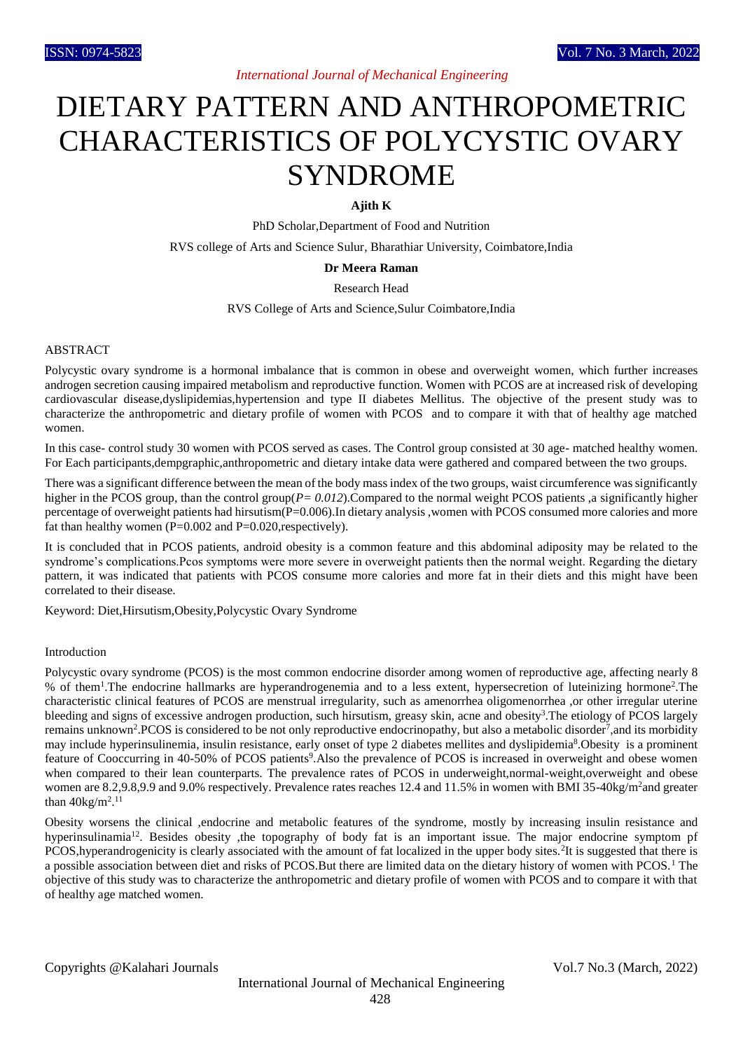# DIETARY PATTERN AND ANTHROPOMETRIC CHARACTERISTICS OF POLYCYSTIC OVARY SYNDROME

**Ajith K**

PhD Scholar,Department of Food and Nutrition

RVS college of Arts and Science Sulur, Bharathiar University, Coimbatore,India

**Dr Meera Raman**

Research Head

RVS College of Arts and Science,Sulur Coimbatore,India

## ABSTRACT

Polycystic ovary syndrome is a hormonal imbalance that is common in obese and overweight women, which further increases androgen secretion causing impaired metabolism and reproductive function. Women with PCOS are at increased risk of developing cardiovascular disease,dyslipidemias,hypertension and type II diabetes Mellitus. The objective of the present study was to characterize the anthropometric and dietary profile of women with PCOS and to compare it with that of healthy age matched women.

In this case- control study 30 women with PCOS served as cases. The Control group consisted at 30 age- matched healthy women. For Each participants,dempgraphic,anthropometric and dietary intake data were gathered and compared between the two groups.

There was a significant difference between the mean of the body mass index of the two groups, waist circumference was significantly higher in the PCOS group, than the control group(*P= 0.012*).Compared to the normal weight PCOS patients ,a significantly higher percentage of overweight patients had hirsutism(P=0.006).In dietary analysis ,women with PCOS consumed more calories and more fat than healthy women (P=0.002 and P=0.020,respectively).

It is concluded that in PCOS patients, android obesity is a common feature and this abdominal adiposity may be related to the syndrome's complications.Pcos symptoms were more severe in overweight patients then the normal weight. Regarding the dietary pattern, it was indicated that patients with PCOS consume more calories and more fat in their diets and this might have been correlated to their disease.

Keyword: Diet,Hirsutism,Obesity,Polycystic Ovary Syndrome

## Introduction

Polycystic ovary syndrome (PCOS) is the most common endocrine disorder among women of reproductive age, affecting nearly 8 % of them[1].The endocrine hallmarks are hyperandrogenemia and to a less extent, hypersecretion of luteinizing hormone[2].The characteristic clinical features of PCOS are menstrual irregularity, such as amenorrhea oligomenorrhea ,or other irregular uterine bleeding and signs of excessive androgen production, such hirsutism, greasy skin, acne and obesity[3].The etiology of PCOS largely remains unknown[2].PCOS is considered to be not only reproductive endocrinopathy, but also a metabolic disorder[7],and its morbidity may include hyperinsulinemia, insulin resistance, early onset of type 2 diabetes mellites and dyslipidemia[8].Obesity is a prominent feature of Cooccurring in 40-50% of PCOS patients[9].Also the prevalence of PCOS is increased in overweight and obese women when compared to their lean counterparts. The prevalence rates of PCOS in underweight,normal-weight,overweight and obese women are 8.2,9.8,9.9 and 9.0% respectively. Prevalence rates reaches 12.4 and 11.5% in women with BMI 35-40kg/m$^2$and greater than 40kg/m$^2$.[11]

Obesity worsens the clinical ,endocrine and metabolic features of the syndrome, mostly by increasing insulin resistance and hyperinsulinamia[12]. Besides obesity ,the topography of body fat is an important issue. The major endocrine symptom pf PCOS,hyperandrogenicity is clearly associated with the amount of fat localized in the upper body sites.[2]It is suggested that there is a possible association between diet and risks of PCOS.But there are limited data on the dietary history of women with PCOS.[1] The objective of this study was to characterize the anthropometric and dietary profile of women with PCOS and to compare it with that of healthy age matched women.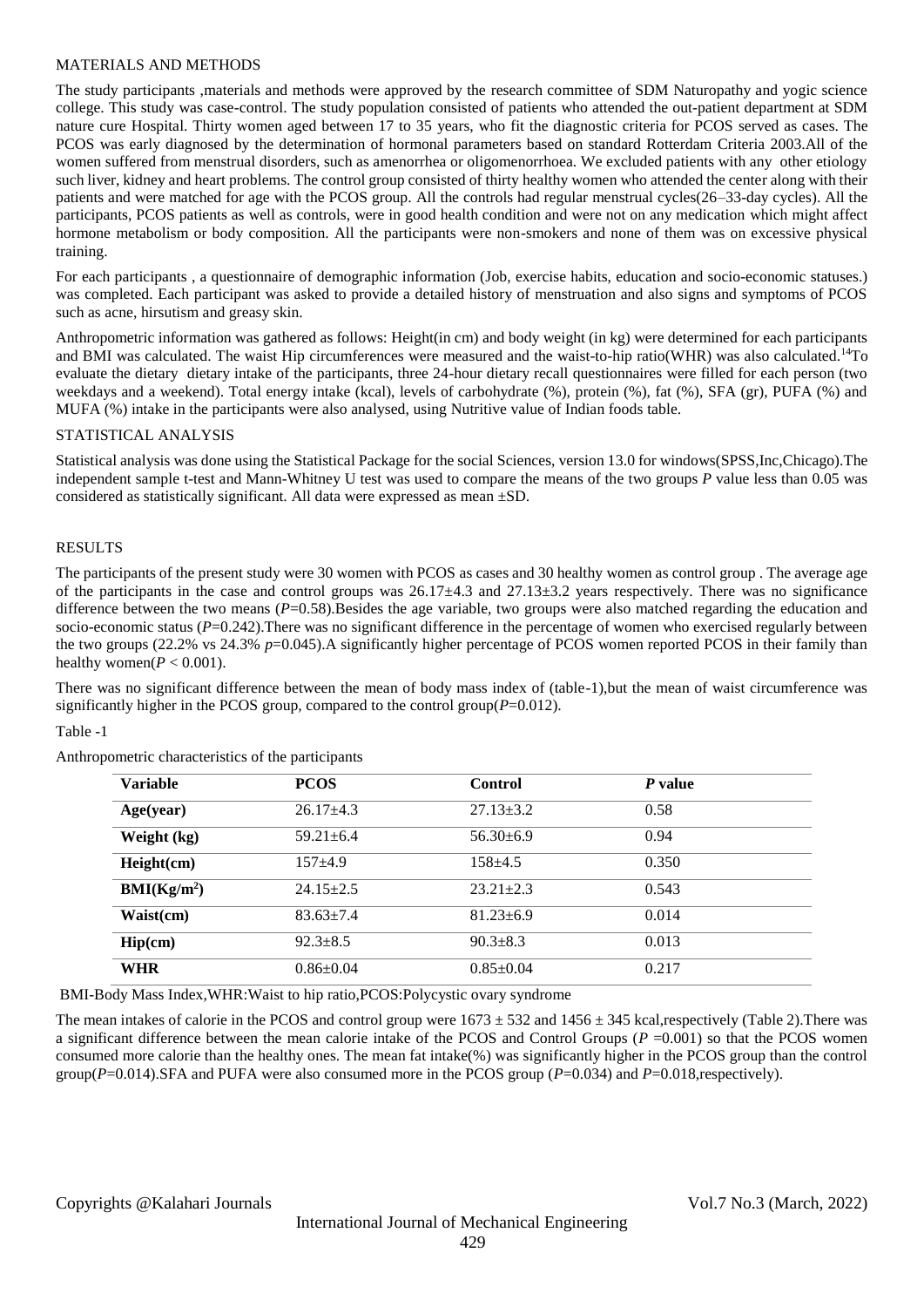## MATERIALS AND METHODS

The study participants ,materials and methods were approved by the research committee of SDM Naturopathy and yogic science college. This study was case-control. The study population consisted of patients who attended the out-patient department at SDM nature cure Hospital. Thirty women aged between 17 to 35 years, who fit the diagnostic criteria for PCOS served as cases. The PCOS was early diagnosed by the determination of hormonal parameters based on standard Rotterdam Criteria 2003.All of the women suffered from menstrual disorders, such as amenorrhea or oligomenorrhoea. We excluded patients with any other etiology such liver, kidney and heart problems. The control group consisted of thirty healthy women who attended the center along with their patients and were matched for age with the PCOS group. All the controls had regular menstrual cycles(26–33-day cycles). All the participants, PCOS patients as well as controls, were in good health condition and were not on any medication which might affect hormone metabolism or body composition. All the participants were non-smokers and none of them was on excessive physical training.

For each participants , a questionnaire of demographic information (Job, exercise habits, education and socio-economic statuses.) was completed. Each participant was asked to provide a detailed history of menstruation and also signs and symptoms of PCOS such as acne, hirsutism and greasy skin.

Anthropometric information was gathered as follows: Height(in cm) and body weight (in kg) were determined for each participants and BMI was calculated. The waist Hip circumferences were measured and the waist-to-hip ratio(WHR) was also calculated.[14]To evaluate the dietary dietary intake of the participants, three 24-hour dietary recall questionnaires were filled for each person (two weekdays and a weekend). Total energy intake (kcal), levels of carbohydrate (%), protein (%), fat (%), SFA (gr), PUFA (%) and MUFA (%) intake in the participants were also analysed, using Nutritive value of Indian foods table.

## STATISTICAL ANALYSIS

Statistical analysis was done using the Statistical Package for the social Sciences, version 13.0 for windows(SPSS,Inc,Chicago).The independent sample t-test and Mann-Whitney U test was used to compare the means of the two groups *P* value less than 0.05 was considered as statistically significant. All data were expressed as mean ±SD.

## RESULTS

The participants of the present study were 30 women with PCOS as cases and 30 healthy women as control group . The average age of the participants in the case and control groups was 26.17±4.3 and 27.13±3.2 years respectively. There was no significance difference between the two means (*P*=0.58).Besides the age variable, two groups were also matched regarding the education and socio-economic status (*P*=0.242).There was no significant difference in the percentage of women who exercised regularly between the two groups (22.2% vs 24.3% *p*=0.045).A significantly higher percentage of PCOS women reported PCOS in their family than healthy women($P < 0.001$).

There was no significant difference between the mean of body mass index of (table-1),but the mean of waist circumference was significantly higher in the PCOS group, compared to the control group(*P*=0.012).

Table -1

Anthropometric characteristics of the participants

| Variable | PCOS | Control | *P* value |
|---|---|---|---|
| **Age(year)** | 26.17±4.3 | 27.13±3.2 | 0.58 |
| **Weight (kg)** | 59.21±6.4 | 56.30±6.9 | 0.94 |
| **Height(cm)** | 157±4.9 | 158±4.5 | 0.350 |
| **BMI(Kg/m$^2$)** | 24.15±2.5 | 23.21±2.3 | 0.543 |
| **Waist(cm)** | 83.63±7.4 | 81.23±6.9 | 0.014 |
| **Hip(cm)** | 92.3±8.5 | 90.3±8.3 | 0.013 |
| **WHR** | 0.86±0.04 | 0.85±0.04 | 0.217 |

BMI-Body Mass Index,WHR:Waist to hip ratio,PCOS:Polycystic ovary syndrome

The mean intakes of calorie in the PCOS and control group were 1673 ± 532 and 1456 ± 345 kcal,respectively (Table 2).There was a significant difference between the mean calorie intake of the PCOS and Control Groups (*P* =0.001) so that the PCOS women consumed more calorie than the healthy ones. The mean fat intake(%) was significantly higher in the PCOS group than the control group(*P*=0.014).SFA and PUFA were also consumed more in the PCOS group (*P*=0.034) and *P*=0.018,respectively).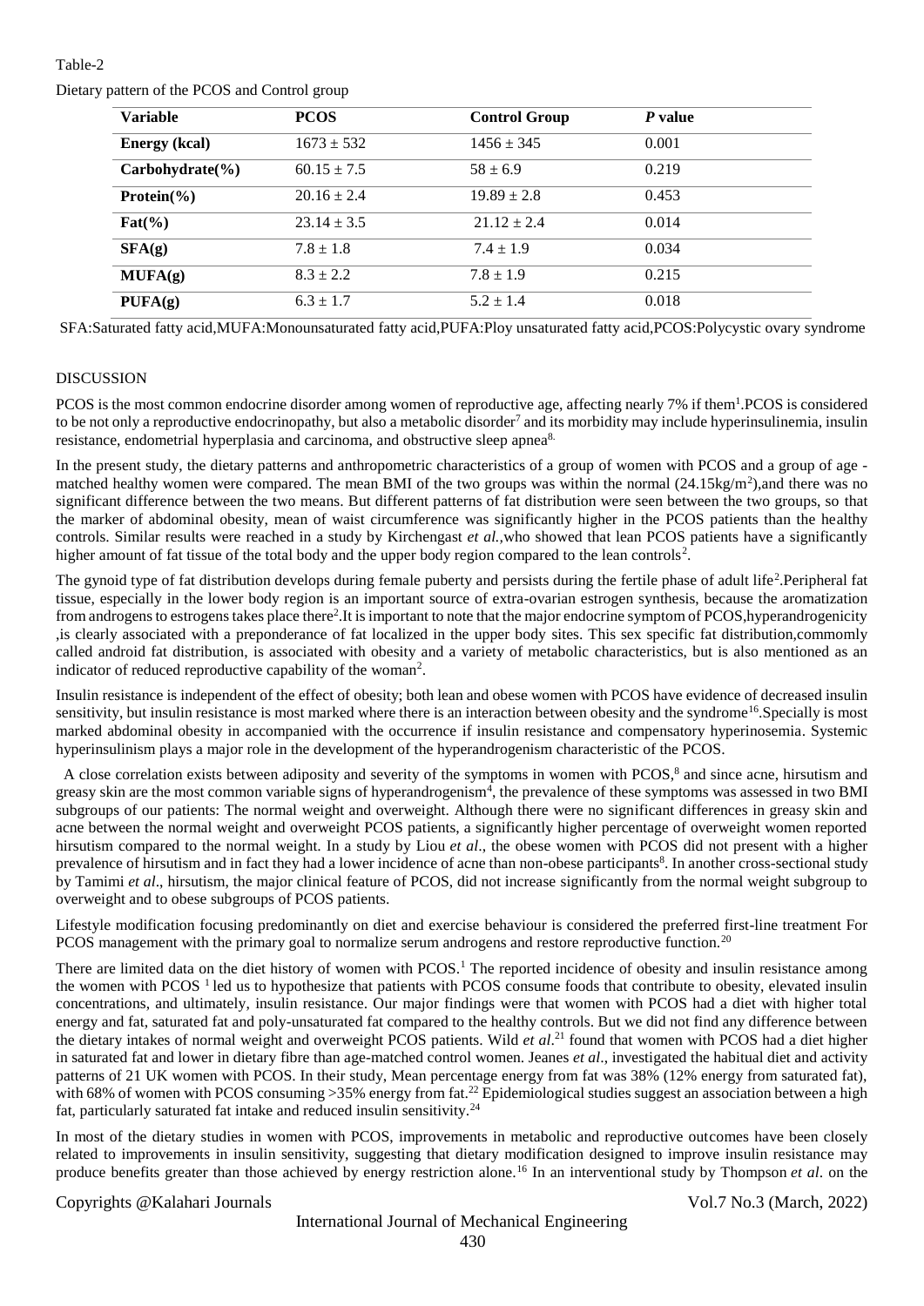Table-2

Dietary pattern of the PCOS and Control group

| Variable | PCOS | Control Group | *P* value |
|---|---|---|---|
| **Energy (kcal)** | 1673 ± 532 | 1456 ± 345 | 0.001 |
| **Carbohydrate(%)** | 60.15 ± 7.5 | 58 ± 6.9 | 0.219 |
| **Protein(%)** | 20.16 ± 2.4 | 19.89 ± 2.8 | 0.453 |
| **Fat(%)** | 23.14 ± 3.5 | 21.12 ± 2.4 | 0.014 |
| **SFA(g)** | 7.8 ± 1.8 | 7.4 ± 1.9 | 0.034 |
| **MUFA(g)** | 8.3 ± 2.2 | 7.8 ± 1.9 | 0.215 |
| **PUFA(g)** | 6.3 ± 1.7 | 5.2 ± 1.4 | 0.018 |

SFA:Saturated fatty acid,MUFA:Monounsaturated fatty acid,PUFA:Ploy unsaturated fatty acid,PCOS:Polycystic ovary syndrome

## DISCUSSION

PCOS is the most common endocrine disorder among women of reproductive age, affecting nearly 7% if them[1].PCOS is considered to be not only a reproductive endocrinopathy, but also a metabolic disorder[7] and its morbidity may include hyperinsulinemia, insulin resistance, endometrial hyperplasia and carcinoma, and obstructive sleep apnea[8].

In the present study, the dietary patterns and anthropometric characteristics of a group of women with PCOS and a group of age - matched healthy women were compared. The mean BMI of the two groups was within the normal (24.15kg/m$^2$),and there was no significant difference between the two means. But different patterns of fat distribution were seen between the two groups, so that the marker of abdominal obesity, mean of waist circumference was significantly higher in the PCOS patients than the healthy controls. Similar results were reached in a study by Kirchengast *et al.*,who showed that lean PCOS patients have a significantly higher amount of fat tissue of the total body and the upper body region compared to the lean controls[2].

The gynoid type of fat distribution develops during female puberty and persists during the fertile phase of adult life[2].Peripheral fat tissue, especially in the lower body region is an important source of extra-ovarian estrogen synthesis, because the aromatization from androgens to estrogens takes place there[2].It is important to note that the major endocrine symptom of PCOS,hyperandrogenicity ,is clearly associated with a preponderance of fat localized in the upper body sites. This sex specific fat distribution,commomly called android fat distribution, is associated with obesity and a variety of metabolic characteristics, but is also mentioned as an indicator of reduced reproductive capability of the woman[2].

Insulin resistance is independent of the effect of obesity; both lean and obese women with PCOS have evidence of decreased insulin sensitivity, but insulin resistance is most marked where there is an interaction between obesity and the syndrome[16].Specially is most marked abdominal obesity in accompanied with the occurrence if insulin resistance and compensatory hyperinosemia. Systemic hyperinsulinism plays a major role in the development of the hyperandrogenism characteristic of the PCOS.

A close correlation exists between adiposity and severity of the symptoms in women with PCOS,[8] and since acne, hirsutism and greasy skin are the most common variable signs of hyperandrogenism[4], the prevalence of these symptoms was assessed in two BMI subgroups of our patients: The normal weight and overweight. Although there were no significant differences in greasy skin and acne between the normal weight and overweight PCOS patients, a significantly higher percentage of overweight women reported hirsutism compared to the normal weight. In a study by Liou *et al*., the obese women with PCOS did not present with a higher prevalence of hirsutism and in fact they had a lower incidence of acne than non-obese participants[8]. In another cross-sectional study by Tamimi *et al*., hirsutism, the major clinical feature of PCOS, did not increase significantly from the normal weight subgroup to overweight and to obese subgroups of PCOS patients.

Lifestyle modification focusing predominantly on diet and exercise behaviour is considered the preferred first-line treatment For PCOS management with the primary goal to normalize serum androgens and restore reproductive function.[20]

There are limited data on the diet history of women with PCOS.[1] The reported incidence of obesity and insulin resistance among the women with PCOS [1] led us to hypothesize that patients with PCOS consume foods that contribute to obesity, elevated insulin concentrations, and ultimately, insulin resistance. Our major findings were that women with PCOS had a diet with higher total energy and fat, saturated fat and poly-unsaturated fat compared to the healthy controls. But we did not find any difference between the dietary intakes of normal weight and overweight PCOS patients. Wild *et al*.[21] found that women with PCOS had a diet higher in saturated fat and lower in dietary fibre than age-matched control women. Jeanes *et al*., investigated the habitual diet and activity patterns of 21 UK women with PCOS. In their study, Mean percentage energy from fat was 38% (12% energy from saturated fat), with 68% of women with PCOS consuming >35% energy from fat.[22] Epidemiological studies suggest an association between a high fat, particularly saturated fat intake and reduced insulin sensitivity.[24]

In most of the dietary studies in women with PCOS, improvements in metabolic and reproductive outcomes have been closely related to improvements in insulin sensitivity, suggesting that dietary modification designed to improve insulin resistance may produce benefits greater than those achieved by energy restriction alone.[16] In an interventional study by Thompson *et al*. on the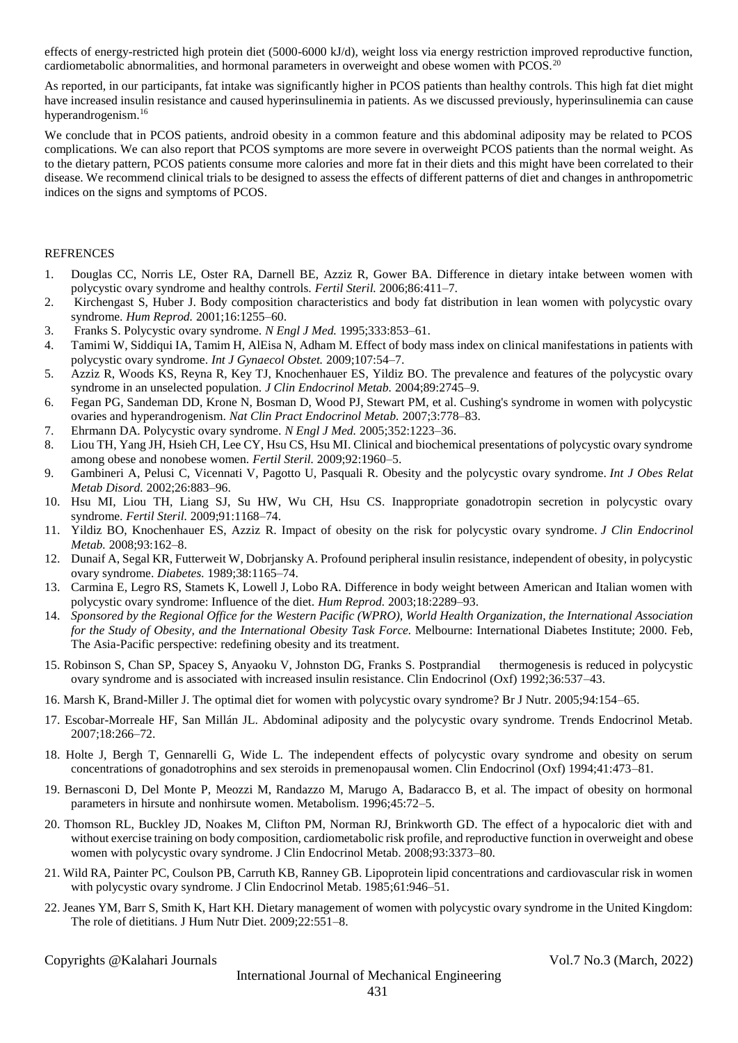effects of energy-restricted high protein diet (5000-6000 kJ/d), weight loss via energy restriction improved reproductive function, cardiometabolic abnormalities, and hormonal parameters in overweight and obese women with PCOS.[20]

As reported, in our participants, fat intake was significantly higher in PCOS patients than healthy controls. This high fat diet might have increased insulin resistance and caused hyperinsulinemia in patients. As we discussed previously, hyperinsulinemia can cause hyperandrogenism.[16]

We conclude that in PCOS patients, android obesity in a common feature and this abdominal adiposity may be related to PCOS complications. We can also report that PCOS symptoms are more severe in overweight PCOS patients than the normal weight. As to the dietary pattern, PCOS patients consume more calories and more fat in their diets and this might have been correlated to their disease. We recommend clinical trials to be designed to assess the effects of different patterns of diet and changes in anthropometric indices on the signs and symptoms of PCOS.

## REFRENCES

1. Douglas CC, Norris LE, Oster RA, Darnell BE, Azziz R, Gower BA. Difference in dietary intake between women with polycystic ovary syndrome and healthy controls. *Fertil Steril.* 2006;86:411–7.
2. Kirchengast S, Huber J. Body composition characteristics and body fat distribution in lean women with polycystic ovary syndrome. *Hum Reprod.* 2001;16:1255–60.
3. Franks S. Polycystic ovary syndrome. *N Engl J Med.* 1995;333:853–61.
4. Tamimi W, Siddiqui IA, Tamim H, AlEisa N, Adham M. Effect of body mass index on clinical manifestations in patients with polycystic ovary syndrome. *Int J Gynaecol Obstet.* 2009;107:54–7.
5. Azziz R, Woods KS, Reyna R, Key TJ, Knochenhauer ES, Yildiz BO. The prevalence and features of the polycystic ovary syndrome in an unselected population. *J Clin Endocrinol Metab.* 2004;89:2745–9.
6. Fegan PG, Sandeman DD, Krone N, Bosman D, Wood PJ, Stewart PM, et al. Cushing's syndrome in women with polycystic ovaries and hyperandrogenism. *Nat Clin Pract Endocrinol Metab.* 2007;3:778–83.
7. Ehrmann DA. Polycystic ovary syndrome. *N Engl J Med.* 2005;352:1223–36.
8. Liou TH, Yang JH, Hsieh CH, Lee CY, Hsu CS, Hsu MI. Clinical and biochemical presentations of polycystic ovary syndrome among obese and nonobese women. *Fertil Steril.* 2009;92:1960–5.
9. Gambineri A, Pelusi C, Vicennati V, Pagotto U, Pasquali R. Obesity and the polycystic ovary syndrome. *Int J Obes Relat Metab Disord.* 2002;26:883–96.
10. Hsu MI, Liou TH, Liang SJ, Su HW, Wu CH, Hsu CS. Inappropriate gonadotropin secretion in polycystic ovary syndrome. *Fertil Steril.* 2009;91:1168–74.
11. Yildiz BO, Knochenhauer ES, Azziz R. Impact of obesity on the risk for polycystic ovary syndrome. *J Clin Endocrinol Metab.* 2008;93:162–8.
12. Dunaif A, Segal KR, Futterweit W, Dobrjansky A. Profound peripheral insulin resistance, independent of obesity, in polycystic ovary syndrome. *Diabetes.* 1989;38:1165–74.
13. Carmina E, Legro RS, Stamets K, Lowell J, Lobo RA. Difference in body weight between American and Italian women with polycystic ovary syndrome: Influence of the diet. *Hum Reprod.* 2003;18:2289–93.
14. *Sponsored by the Regional Office for the Western Pacific (WPRO), World Health Organization, the International Association for the Study of Obesity, and the International Obesity Task Force.* Melbourne: International Diabetes Institute; 2000. Feb, The Asia-Pacific perspective: redefining obesity and its treatment.
15. Robinson S, Chan SP, Spacey S, Anyaoku V, Johnston DG, Franks S. Postprandial thermogenesis is reduced in polycystic ovary syndrome and is associated with increased insulin resistance. Clin Endocrinol (Oxf) 1992;36:537–43.
16. Marsh K, Brand-Miller J. The optimal diet for women with polycystic ovary syndrome? Br J Nutr. 2005;94:154–65.
17. Escobar-Morreale HF, San Millán JL. Abdominal adiposity and the polycystic ovary syndrome. Trends Endocrinol Metab. 2007;18:266–72.
18. Holte J, Bergh T, Gennarelli G, Wide L. The independent effects of polycystic ovary syndrome and obesity on serum concentrations of gonadotrophins and sex steroids in premenopausal women. Clin Endocrinol (Oxf) 1994;41:473–81.
19. Bernasconi D, Del Monte P, Meozzi M, Randazzo M, Marugo A, Badaracco B, et al. The impact of obesity on hormonal parameters in hirsute and nonhirsute women. Metabolism. 1996;45:72–5.
20. Thomson RL, Buckley JD, Noakes M, Clifton PM, Norman RJ, Brinkworth GD. The effect of a hypocaloric diet with and without exercise training on body composition, cardiometabolic risk profile, and reproductive function in overweight and obese women with polycystic ovary syndrome. J Clin Endocrinol Metab. 2008;93:3373–80.
21. Wild RA, Painter PC, Coulson PB, Carruth KB, Ranney GB. Lipoprotein lipid concentrations and cardiovascular risk in women with polycystic ovary syndrome. J Clin Endocrinol Metab. 1985;61:946–51.
22. Jeanes YM, Barr S, Smith K, Hart KH. Dietary management of women with polycystic ovary syndrome in the United Kingdom: The role of dietitians. J Hum Nutr Diet. 2009;22:551–8.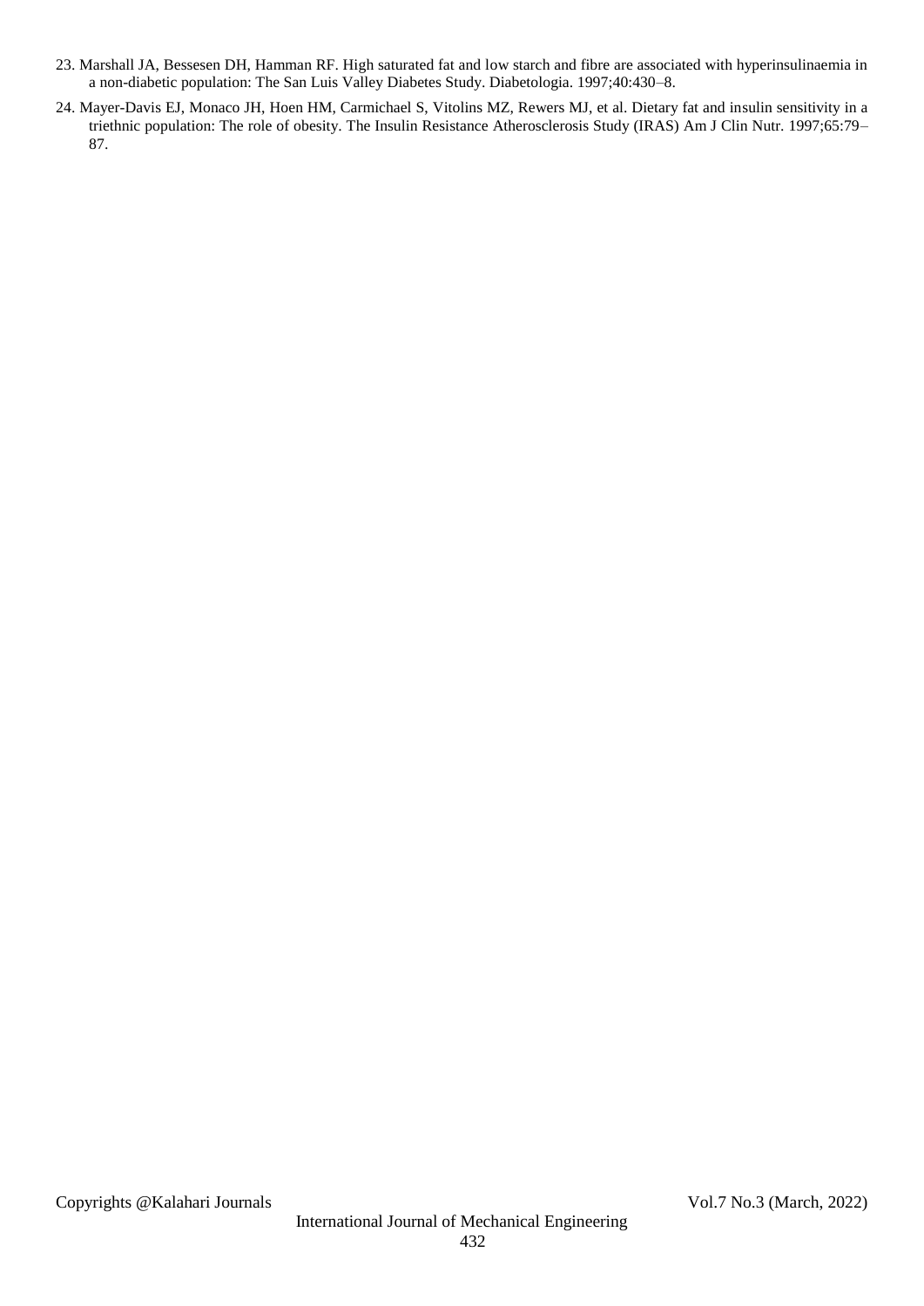23. Marshall JA, Bessesen DH, Hamman RF. High saturated fat and low starch and fibre are associated with hyperinsulinaemia in a non-diabetic population: The San Luis Valley Diabetes Study. Diabetologia. 1997;40:430–8.

24. Mayer-Davis EJ, Monaco JH, Hoen HM, Carmichael S, Vitolins MZ, Rewers MJ, et al. Dietary fat and insulin sensitivity in a triethnic population: The role of obesity. The Insulin Resistance Atherosclerosis Study (IRAS) Am J Clin Nutr. 1997;65:79–87.